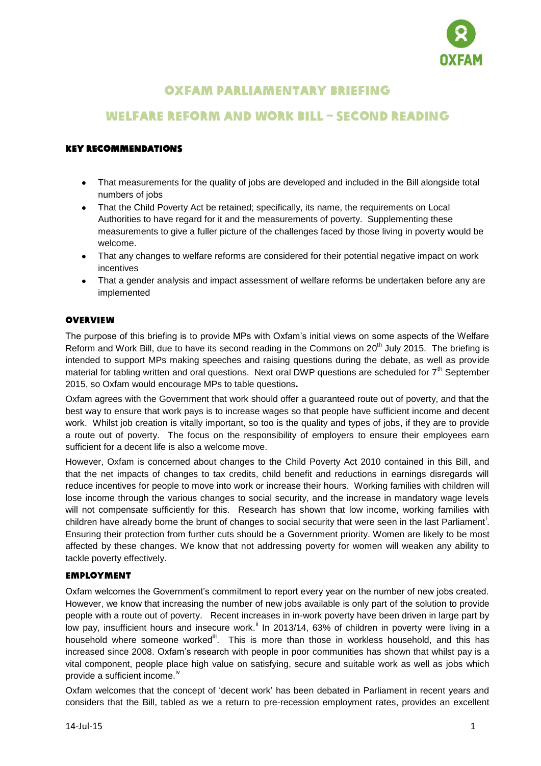# OXFAM PARLIAMENTARY BRIEFING

## WELFARE REFORM AND WORK BILL – SECOND READING

### KEY RECOMMENDATIONS

- That measurements for the quality of jobs are developed and included in the Bill alongside total numbers of jobs
- That the Child Poverty Act be retained; specifically, its name, the requirements on Local Authorities to have regard for it and the measurements of poverty. Supplementing these measurements to give a fuller picture of the challenges faced by those living in poverty would be welcome.
- That any changes to welfare reforms are considered for their potential negative impact on work incentives
- That a gender analysis and impact assessment of welfare reforms be undertaken before any are implemented

### OVERVIEW

The purpose of this briefing is to provide MPs with Oxfam's initial views on some aspects of the Welfare Reform and Work Bill, due to have its second reading in the Commons on 20th July 2015. The briefing is intended to support MPs making speeches and raising questions during the debate, as well as provide material for tabling written and oral questions. Next oral DWP questions are scheduled for 7th September 2015, so Oxfam would encourage MPs to table questions**.**

Oxfam agrees with the Government that work should offer a guaranteed route out of poverty, and that the best way to ensure that work pays is to increase wages so that people have sufficient income and decent work. Whilst job creation is vitally important, so too is the quality and types of jobs, if they are to provide a route out of poverty. The focus on the responsibility of employers to ensure their employees earn sufficient for a decent life is also a welcome move.

However, Oxfam is concerned about changes to the Child Poverty Act 2010 contained in this Bill, and that the net impacts of changes to tax credits, child benefit and reductions in earnings disregards will reduce incentives for people to move into work or increase their hours. Working families with children will lose income through the various changes to social security, and the increase in mandatory wage levels will not compensate sufficiently for this. Research has shown that low income, working families with children have already borne the brunt of changes to social security that were seen in the last Parliament[i]. Ensuring their protection from further cuts should be a Government priority. Women are likely to be most affected by these changes. We know that not addressing poverty for women will weaken any ability to tackle poverty effectively.

### EMPLOYMENT

Oxfam welcomes the Government's commitment to report every year on the number of new jobs created. However, we know that increasing the number of new jobs available is only part of the solution to provide people with a route out of poverty. Recent increases in in-work poverty have been driven in large part by low pay, insufficient hours and insecure work.[ii] In 2013/14, 63% of children in poverty were living in a household where someone worked[iii]. This is more than those in workless household, and this has increased since 2008. Oxfam's research with people in poor communities has shown that whilst pay is a vital component, people place high value on satisfying, secure and suitable work as well as jobs which provide a sufficient income.[iv]

Oxfam welcomes that the concept of 'decent work' has been debated in Parliament in recent years and considers that the Bill, tabled as we a return to pre-recession employment rates, provides an excellent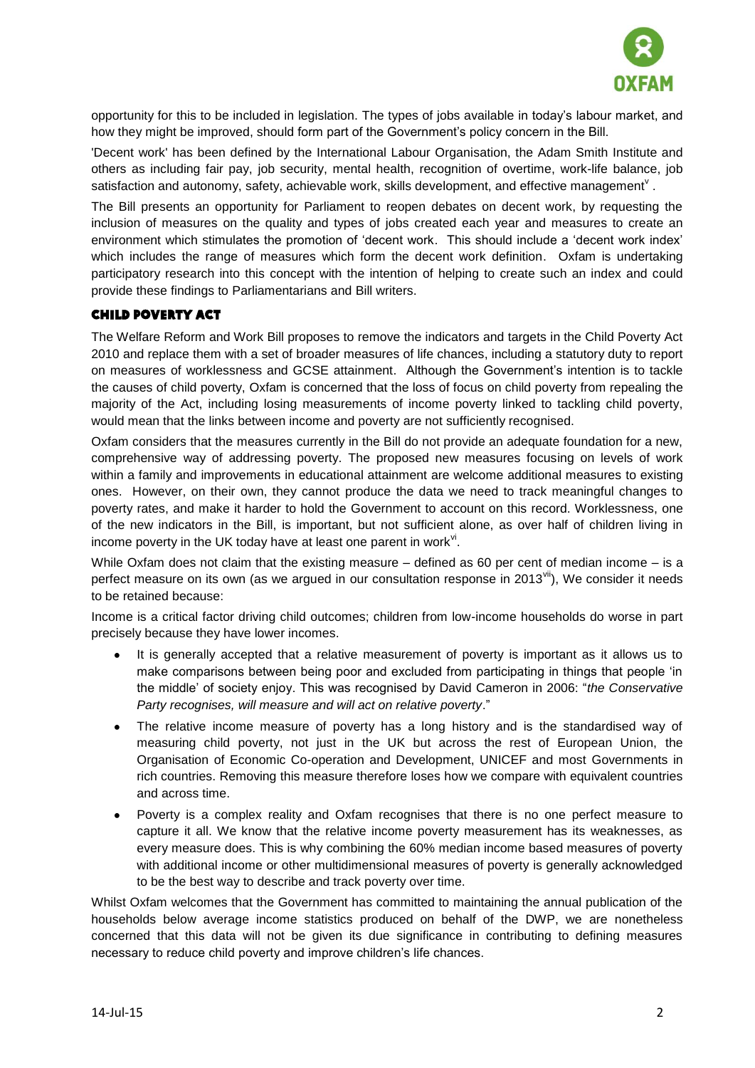opportunity for this to be included in legislation. The types of jobs available in today's labour market, and how they might be improved, should form part of the Government's policy concern in the Bill.

'Decent work' has been defined by the International Labour Organisation, the Adam Smith Institute and others as including fair pay, job security, mental health, recognition of overtime, work-life balance, job satisfaction and autonomy, safety, achievable work, skills development, and effective management[v] .

The Bill presents an opportunity for Parliament to reopen debates on decent work, by requesting the inclusion of measures on the quality and types of jobs created each year and measures to create an environment which stimulates the promotion of 'decent work. This should include a 'decent work index' which includes the range of measures which form the decent work definition. Oxfam is undertaking participatory research into this concept with the intention of helping to create such an index and could provide these findings to Parliamentarians and Bill writers.

## CHILD POVERTY ACT

The Welfare Reform and Work Bill proposes to remove the indicators and targets in the Child Poverty Act 2010 and replace them with a set of broader measures of life chances, including a statutory duty to report on measures of worklessness and GCSE attainment. Although the Government's intention is to tackle the causes of child poverty, Oxfam is concerned that the loss of focus on child poverty from repealing the majority of the Act, including losing measurements of income poverty linked to tackling child poverty, would mean that the links between income and poverty are not sufficiently recognised.

Oxfam considers that the measures currently in the Bill do not provide an adequate foundation for a new, comprehensive way of addressing poverty. The proposed new measures focusing on levels of work within a family and improvements in educational attainment are welcome additional measures to existing ones. However, on their own, they cannot produce the data we need to track meaningful changes to poverty rates, and make it harder to hold the Government to account on this record. Worklessness, one of the new indicators in the Bill, is important, but not sufficient alone, as over half of children living in income poverty in the UK today have at least one parent in work[vi].

While Oxfam does not claim that the existing measure – defined as 60 per cent of median income – is a perfect measure on its own (as we argued in our consultation response in 2013[vii]), We consider it needs to be retained because:

Income is a critical factor driving child outcomes; children from low-income households do worse in part precisely because they have lower incomes.

- It is generally accepted that a relative measurement of poverty is important as it allows us to make comparisons between being poor and excluded from participating in things that people 'in the middle' of society enjoy. This was recognised by David Cameron in 2006: "*the Conservative Party recognises, will measure and will act on relative poverty*."
- The relative income measure of poverty has a long history and is the standardised way of measuring child poverty, not just in the UK but across the rest of European Union, the Organisation of Economic Co-operation and Development, UNICEF and most Governments in rich countries. Removing this measure therefore loses how we compare with equivalent countries and across time.
- Poverty is a complex reality and Oxfam recognises that there is no one perfect measure to capture it all. We know that the relative income poverty measurement has its weaknesses, as every measure does. This is why combining the 60% median income based measures of poverty with additional income or other multidimensional measures of poverty is generally acknowledged to be the best way to describe and track poverty over time.

Whilst Oxfam welcomes that the Government has committed to maintaining the annual publication of the households below average income statistics produced on behalf of the DWP, we are nonetheless concerned that this data will not be given its due significance in contributing to defining measures necessary to reduce child poverty and improve children's life chances.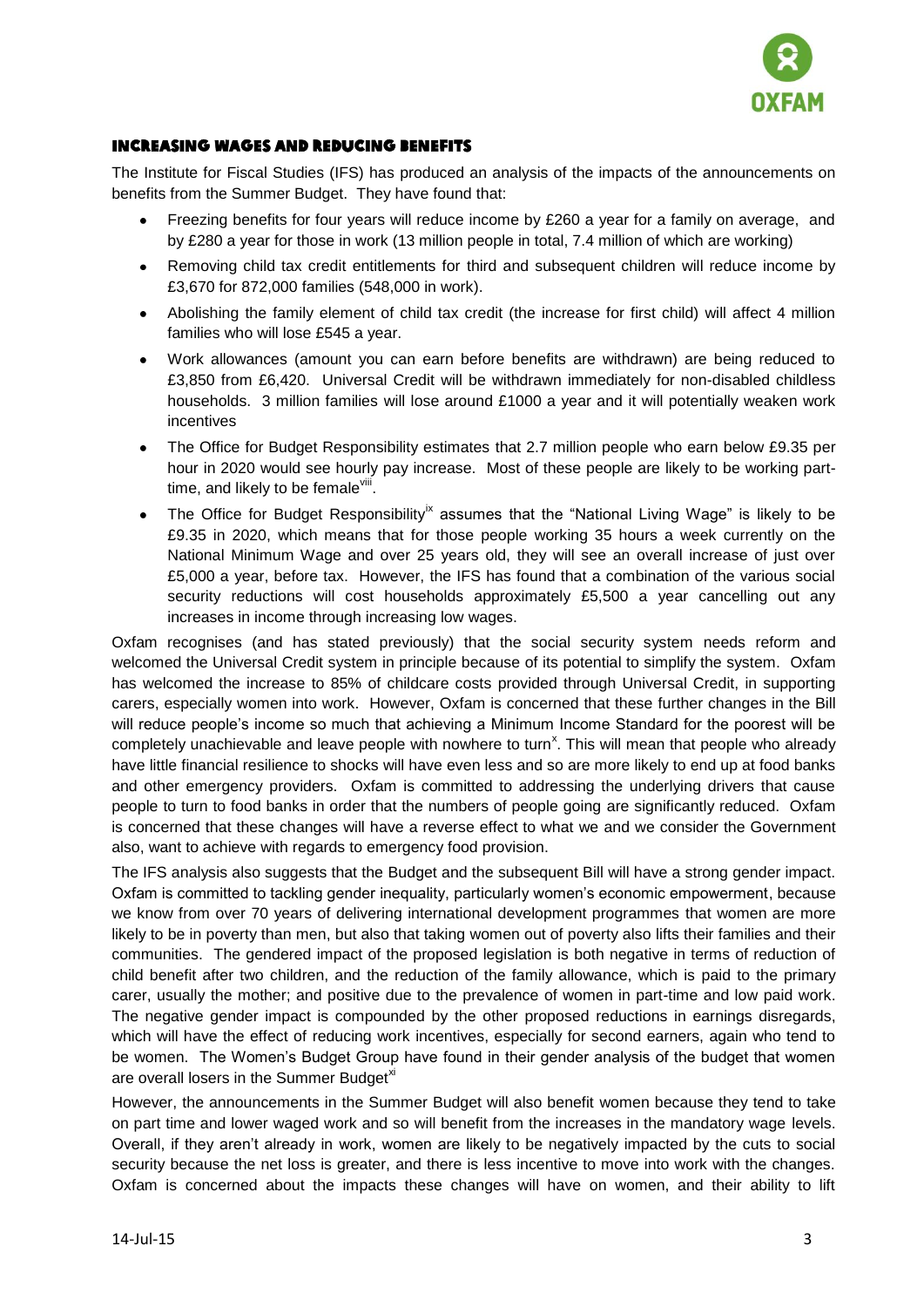## INCREASING WAGES AND REDUCING BENEFITS

The Institute for Fiscal Studies (IFS) has produced an analysis of the impacts of the announcements on benefits from the Summer Budget. They have found that:

- Freezing benefits for four years will reduce income by £260 a year for a family on average, and by £280 a year for those in work (13 million people in total, 7.4 million of which are working)
- Removing child tax credit entitlements for third and subsequent children will reduce income by £3,670 for 872,000 families (548,000 in work).
- Abolishing the family element of child tax credit (the increase for first child) will affect 4 million families who will lose £545 a year.
- Work allowances (amount you can earn before benefits are withdrawn) are being reduced to £3,850 from £6,420. Universal Credit will be withdrawn immediately for non-disabled childless households. 3 million families will lose around £1000 a year and it will potentially weaken work incentives
- The Office for Budget Responsibility estimates that 2.7 million people who earn below £9.35 per hour in 2020 would see hourly pay increase. Most of these people are likely to be working part-time, and likely to be female[viii].
- The Office for Budget Responsibility[ix] assumes that the "National Living Wage" is likely to be £9.35 in 2020, which means that for those people working 35 hours a week currently on the National Minimum Wage and over 25 years old, they will see an overall increase of just over £5,000 a year, before tax. However, the IFS has found that a combination of the various social security reductions will cost households approximately £5,500 a year cancelling out any increases in income through increasing low wages.

Oxfam recognises (and has stated previously) that the social security system needs reform and welcomed the Universal Credit system in principle because of its potential to simplify the system. Oxfam has welcomed the increase to 85% of childcare costs provided through Universal Credit, in supporting carers, especially women into work. However, Oxfam is concerned that these further changes in the Bill will reduce people's income so much that achieving a Minimum Income Standard for the poorest will be completely unachievable and leave people with nowhere to turn[x]. This will mean that people who already have little financial resilience to shocks will have even less and so are more likely to end up at food banks and other emergency providers. Oxfam is committed to addressing the underlying drivers that cause people to turn to food banks in order that the numbers of people going are significantly reduced. Oxfam is concerned that these changes will have a reverse effect to what we and we consider the Government also, want to achieve with regards to emergency food provision.

The IFS analysis also suggests that the Budget and the subsequent Bill will have a strong gender impact. Oxfam is committed to tackling gender inequality, particularly women's economic empowerment, because we know from over 70 years of delivering international development programmes that women are more likely to be in poverty than men, but also that taking women out of poverty also lifts their families and their communities. The gendered impact of the proposed legislation is both negative in terms of reduction of child benefit after two children, and the reduction of the family allowance, which is paid to the primary carer, usually the mother; and positive due to the prevalence of women in part-time and low paid work. The negative gender impact is compounded by the other proposed reductions in earnings disregards, which will have the effect of reducing work incentives, especially for second earners, again who tend to be women. The Women's Budget Group have found in their gender analysis of the budget that women are overall losers in the Summer Budget[xi]

However, the announcements in the Summer Budget will also benefit women because they tend to take on part time and lower waged work and so will benefit from the increases in the mandatory wage levels. Overall, if they aren't already in work, women are likely to be negatively impacted by the cuts to social security because the net loss is greater, and there is less incentive to move into work with the changes. Oxfam is concerned about the impacts these changes will have on women, and their ability to lift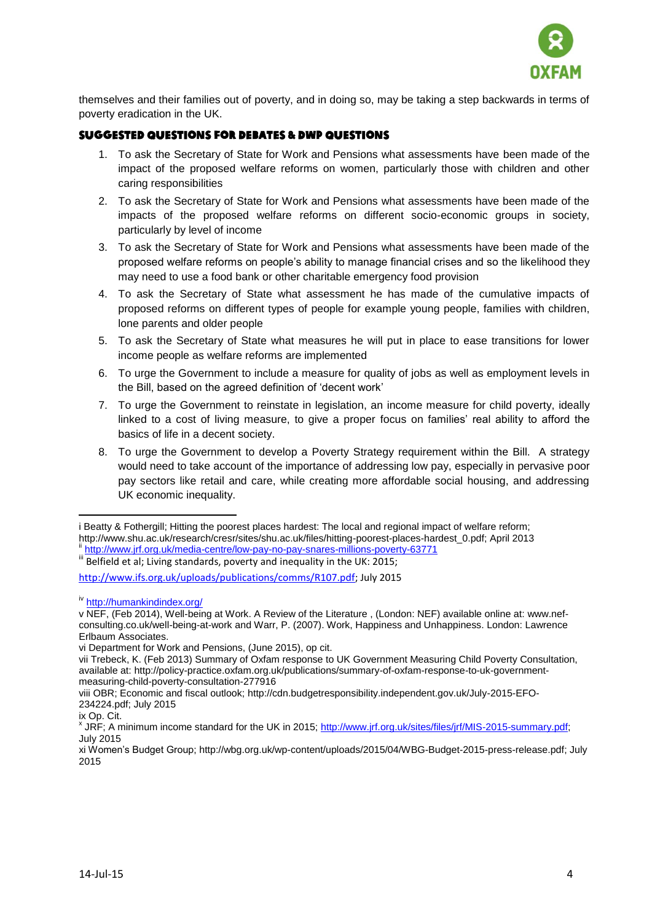themselves and their families out of poverty, and in doing so, may be taking a step backwards in terms of poverty eradication in the UK.

## SUGGESTED QUESTIONS FOR DEBATES & DWP QUESTIONS

1. To ask the Secretary of State for Work and Pensions what assessments have been made of the impact of the proposed welfare reforms on women, particularly those with children and other caring responsibilities
2. To ask the Secretary of State for Work and Pensions what assessments have been made of the impacts of the proposed welfare reforms on different socio-economic groups in society, particularly by level of income
3. To ask the Secretary of State for Work and Pensions what assessments have been made of the proposed welfare reforms on people's ability to manage financial crises and so the likelihood they may need to use a food bank or other charitable emergency food provision
4. To ask the Secretary of State what assessment he has made of the cumulative impacts of proposed reforms on different types of people for example young people, families with children, lone parents and older people
5. To ask the Secretary of State what measures he will put in place to ease transitions for lower income people as welfare reforms are implemented
6. To urge the Government to include a measure for quality of jobs as well as employment levels in the Bill, based on the agreed definition of 'decent work'
7. To urge the Government to reinstate in legislation, an income measure for child poverty, ideally linked to a cost of living measure, to give a proper focus on families' real ability to afford the basics of life in a decent society.
8. To urge the Government to develop a Poverty Strategy requirement within the Bill. A strategy would need to take account of the importance of addressing low pay, especially in pervasive poor pay sectors like retail and care, while creating more affordable social housing, and addressing UK economic inequality.

---

i Beatty & Fothergill; Hitting the poorest places hardest: The local and regional impact of welfare reform; http://www.shu.ac.uk/research/cresr/sites/shu.ac.uk/files/hitting-poorest-places-hardest_0.pdf; April 2013

ii http://www.jrf.org.uk/media-centre/low-pay-no-pay-snares-millions-poverty-63771

iii Belfield et al; Living standards, poverty and inequality in the UK: 2015; http://www.ifs.org.uk/uploads/publications/comms/R107.pdf; July 2015

iv http://humankindindex.org/

v NEF, (Feb 2014), Well-being at Work. A Review of the Literature , (London: NEF) available online at: www.nef-consulting.co.uk/well-being-at-work and Warr, P. (2007). Work, Happiness and Unhappiness. London: Lawrence Erlbaum Associates.

vi Department for Work and Pensions, (June 2015), op cit.

vii Trebeck, K. (Feb 2013) Summary of Oxfam response to UK Government Measuring Child Poverty Consultation, available at: http://policy-practice.oxfam.org.uk/publications/summary-of-oxfam-response-to-uk-government-measuring-child-poverty-consultation-277916

viii OBR; Economic and fiscal outlook; http://cdn.budgetresponsibility.independent.gov.uk/July-2015-EFO-234224.pdf; July 2015

ix Op. Cit.

x JRF; A minimum income standard for the UK in 2015; http://www.jrf.org.uk/sites/files/jrf/MIS-2015-summary.pdf; July 2015

xi Women's Budget Group; http://wbg.org.uk/wp-content/uploads/2015/04/WBG-Budget-2015-press-release.pdf; July 2015